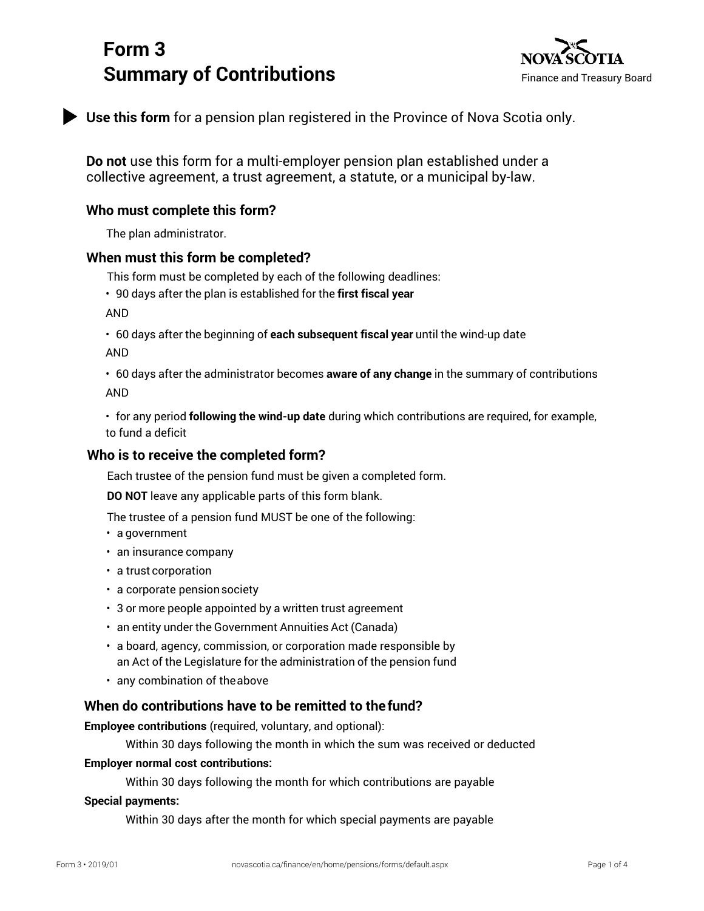# Form 3
# Summary of Contributions

NOVA SCOTIA
Finance and Treasury Board

▶ **Use this form** for a pension plan registered in the Province of Nova Scotia only.

**Do not** use this form for a multi-employer pension plan established under a collective agreement, a trust agreement, a statute, or a municipal by-law.

### Who must complete this form?

The plan administrator.

### When must this form be completed?

This form must be completed by each of the following deadlines:

- 90 days after the plan is established for the **first fiscal year**

AND

- 60 days after the beginning of **each subsequent fiscal year** until the wind-up date

AND

- 60 days after the administrator becomes **aware of any change** in the summary of contributions

AND

- for any period **following the wind-up date** during which contributions are required, for example, to fund a deficit

### Who is to receive the completed form?

Each trustee of the pension fund must be given a completed form.

**DO NOT** leave any applicable parts of this form blank.

The trustee of a pension fund MUST be one of the following:

- a government
- an insurance company
- a trust corporation
- a corporate pension society
- 3 or more people appointed by a written trust agreement
- an entity under the Government Annuities Act (Canada)
- a board, agency, commission, or corporation made responsible by an Act of the Legislature for the administration of the pension fund
- any combination of the above

### When do contributions have to be remitted to the fund?

**Employee contributions** (required, voluntary, and optional):

Within 30 days following the month in which the sum was received or deducted

**Employer normal cost contributions:**

Within 30 days following the month for which contributions are payable

**Special payments:**

Within 30 days after the month for which special payments are payable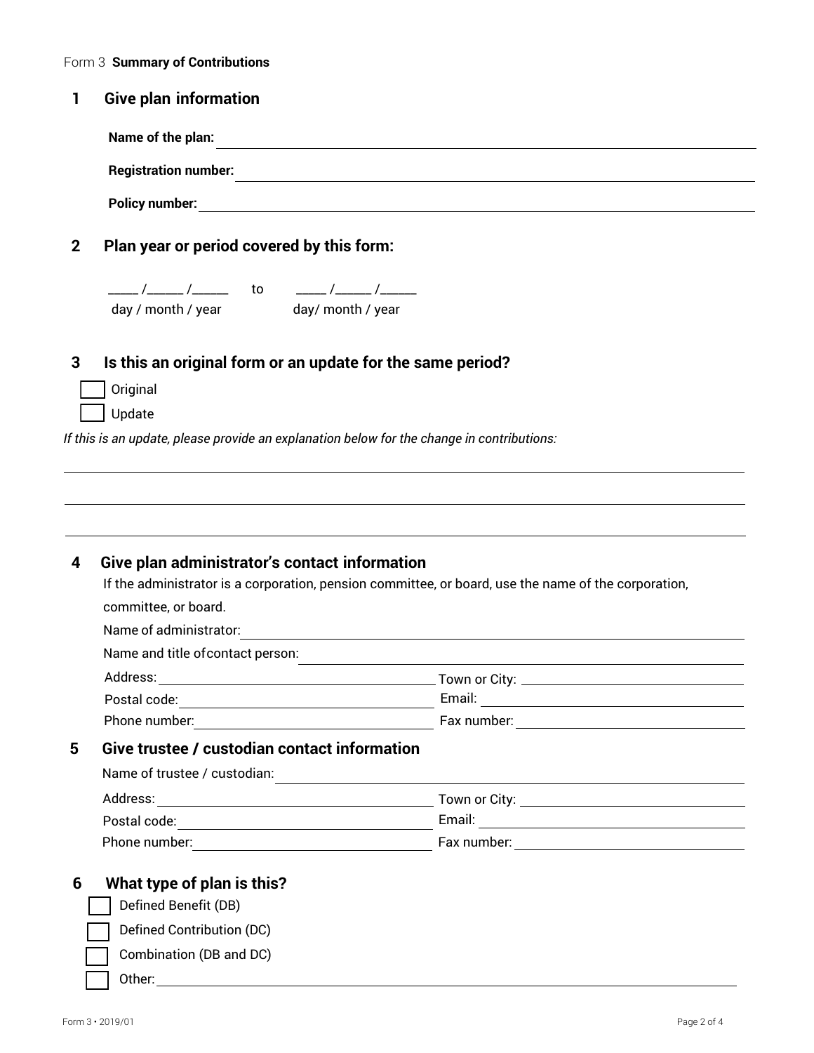Form 3 **Summary of Contributions**

## 1 Give plan information

**Name of the plan:** ______________________________

**Registration number:** ______________________________

**Policy number:** ______________________________

## 2 Plan year or period covered by this form:

_____ /______ /______ to _____ /______ /______

day / month / year day/ month / year

## 3 Is this an original form or an update for the same period?

☐ Original

☐ Update

*If this is an update, please provide an explanation below for the change in contributions:*

______________________________

______________________________

______________________________

## 4 Give plan administrator's contact information

If the administrator is a corporation, pension committee, or board, use the name of the corporation, committee, or board.

Name of administrator: ______________________________

Name and title of contact person: ______________________________

Address: ______________________________ Town or City: ______________________________

Postal code: ______________________________ Email: ______________________________

Phone number: ______________________________ Fax number: ______________________________

## 5 Give trustee / custodian contact information

Name of trustee / custodian: ______________________________

Address: ______________________________ Town or City: ______________________________

Postal code: ______________________________ Email: ______________________________

Phone number: ______________________________ Fax number: ______________________________

## 6 What type of plan is this?

☐ Defined Benefit (DB)

☐ Defined Contribution (DC)

☐ Combination (DB and DC)

☐ Other: ______________________________

Form 3 • 2019/01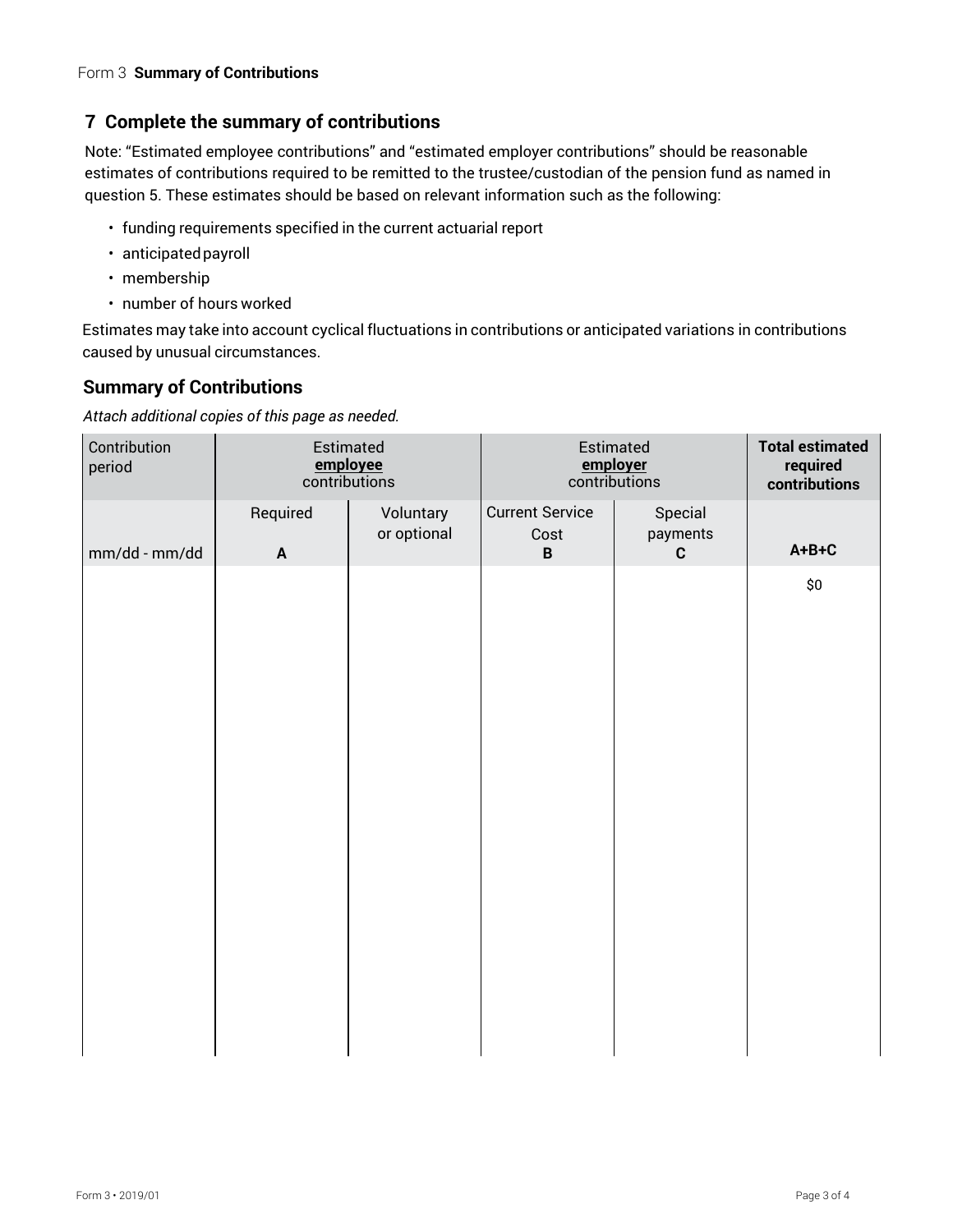Form 3 **Summary of Contributions**

## 7 Complete the summary of contributions

Note: "Estimated employee contributions" and "estimated employer contributions" should be reasonable estimates of contributions required to be remitted to the trustee/custodian of the pension fund as named in question 5. These estimates should be based on relevant information such as the following:

- funding requirements specified in the current actuarial report
- anticipated payroll
- membership
- number of hours worked

Estimates may take into account cyclical fluctuations in contributions or anticipated variations in contributions caused by unusual circumstances.

## Summary of Contributions

*Attach additional copies of this page as needed.*

| Contribution period | Estimated **employee** contributions | | Estimated **employer** contributions | | **Total estimated required contributions** |
|---|---|---|---|---|---|
| mm/dd - mm/dd | Required **A** | Voluntary or optional | Current Service Cost **B** | Special payments **C** | **A+B+C** |
| | | | | | $0 |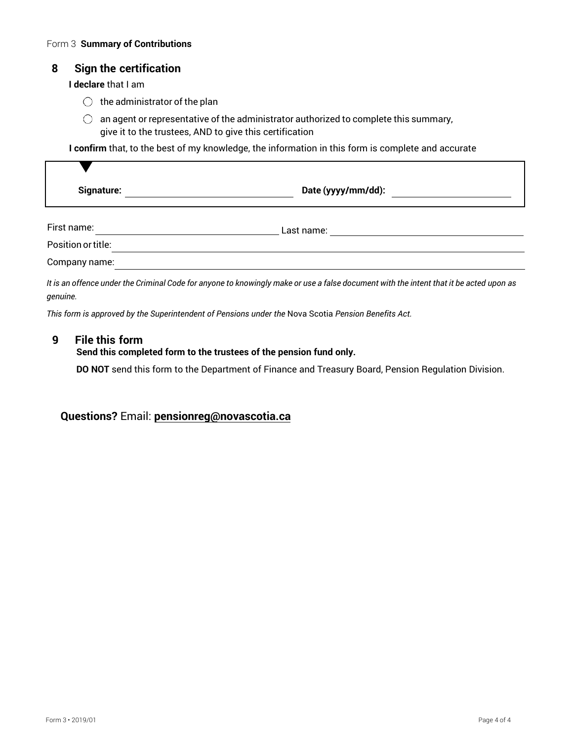## 8 Sign the certification

**I declare** that I am

- ◯ the administrator of the plan
- ◯ an agent or representative of the administrator authorized to complete this summary, give it to the trustees, AND to give this certification

**I confirm** that, to the best of my knowledge, the information in this form is complete and accurate

**Signature:** ______________________ **Date (yyyy/mm/dd):** ______________________

First name: ______________________ Last name: ______________________

Position or title: ______________________

Company name: ______________________

*It is an offence under the Criminal Code for anyone to knowingly make or use a false document with the intent that it be acted upon as genuine.*

*This form is approved by the Superintendent of Pensions under the* Nova Scotia *Pension Benefits Act.*

## 9 File this form

**Send this completed form to the trustees of the pension fund only.**

**DO NOT** send this form to the Department of Finance and Treasury Board, Pension Regulation Division.

**Questions?** Email: **pensionreg@novascotia.ca**